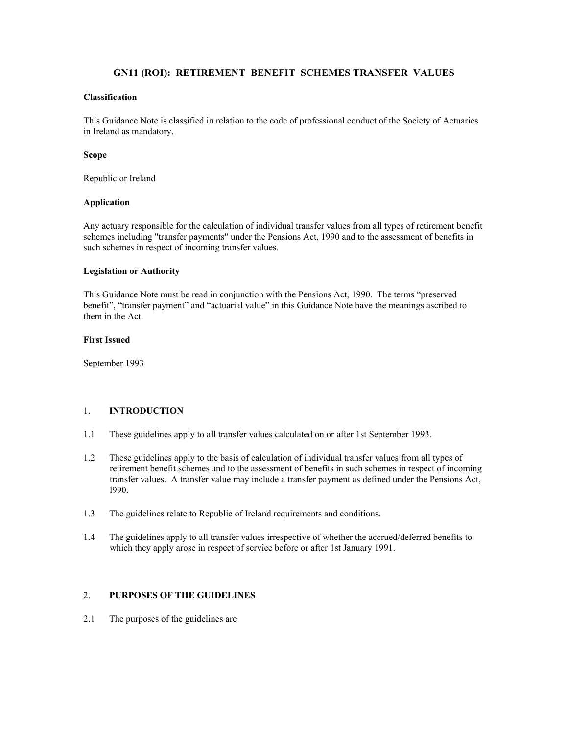# GN11 (ROI): RETIREMENT BENEFIT SCHEMES TRANSFER VALUES

**Classification**

This Guidance Note is classified in relation to the code of professional conduct of the Society of Actuaries in Ireland as mandatory.

**Scope**

Republic or Ireland

**Application**

Any actuary responsible for the calculation of individual transfer values from all types of retirement benefit schemes including "transfer payments" under the Pensions Act, 1990 and to the assessment of benefits in such schemes in respect of incoming transfer values.

**Legislation or Authority**

This Guidance Note must be read in conjunction with the Pensions Act, 1990. The terms "preserved benefit", "transfer payment" and "actuarial value" in this Guidance Note have the meanings ascribed to them in the Act.

**First Issued**

September 1993

## 1. INTRODUCTION

1.1 These guidelines apply to all transfer values calculated on or after 1st September 1993.

1.2 These guidelines apply to the basis of calculation of individual transfer values from all types of retirement benefit schemes and to the assessment of benefits in such schemes in respect of incoming transfer values. A transfer value may include a transfer payment as defined under the Pensions Act, l990.

1.3 The guidelines relate to Republic of Ireland requirements and conditions.

1.4 The guidelines apply to all transfer values irrespective of whether the accrued/deferred benefits to which they apply arose in respect of service before or after 1st January 1991.

## 2. PURPOSES OF THE GUIDELINES

2.1 The purposes of the guidelines are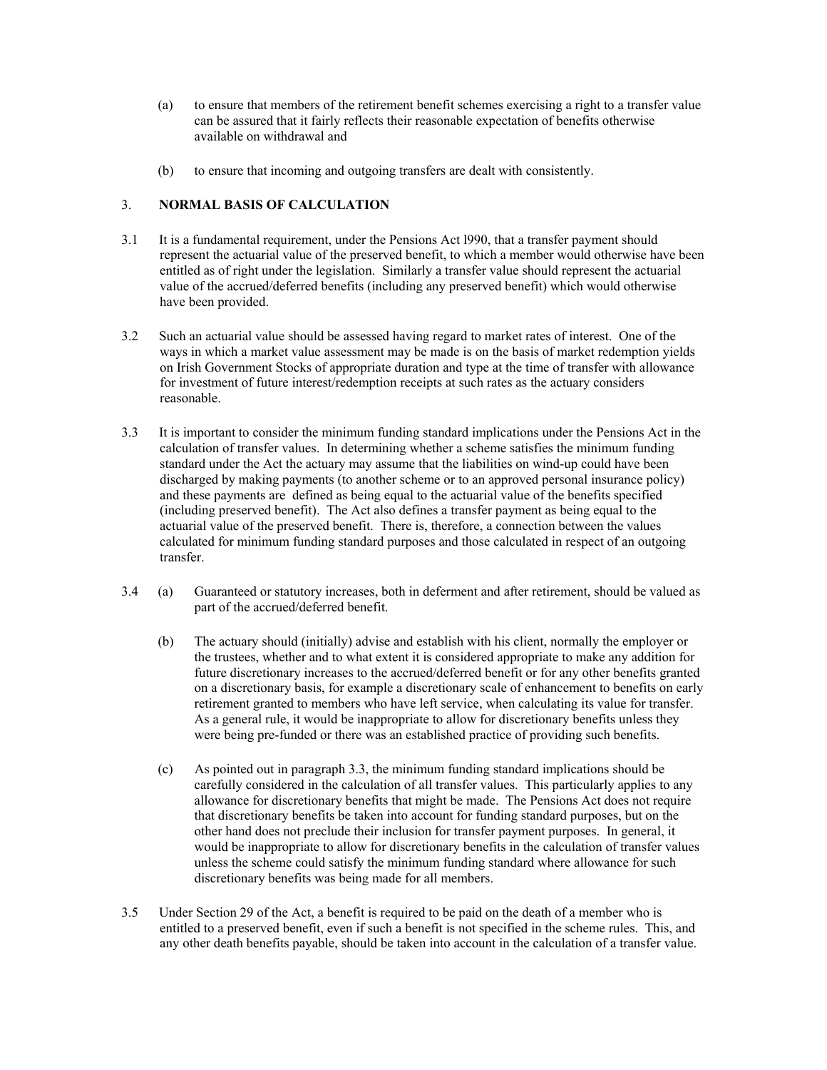(a) to ensure that members of the retirement benefit schemes exercising a right to a transfer value can be assured that it fairly reflects their reasonable expectation of benefits otherwise available on withdrawal and

(b) to ensure that incoming and outgoing transfers are dealt with consistently.

## 3. NORMAL BASIS OF CALCULATION

3.1 It is a fundamental requirement, under the Pensions Act l990, that a transfer payment should represent the actuarial value of the preserved benefit, to which a member would otherwise have been entitled as of right under the legislation. Similarly a transfer value should represent the actuarial value of the accrued/deferred benefits (including any preserved benefit) which would otherwise have been provided.

3.2 Such an actuarial value should be assessed having regard to market rates of interest. One of the ways in which a market value assessment may be made is on the basis of market redemption yields on Irish Government Stocks of appropriate duration and type at the time of transfer with allowance for investment of future interest/redemption receipts at such rates as the actuary considers reasonable.

3.3 It is important to consider the minimum funding standard implications under the Pensions Act in the calculation of transfer values. In determining whether a scheme satisfies the minimum funding standard under the Act the actuary may assume that the liabilities on wind-up could have been discharged by making payments (to another scheme or to an approved personal insurance policy) and these payments are defined as being equal to the actuarial value of the benefits specified (including preserved benefit). The Act also defines a transfer payment as being equal to the actuarial value of the preserved benefit. There is, therefore, a connection between the values calculated for minimum funding standard purposes and those calculated in respect of an outgoing transfer.

3.4 (a) Guaranteed or statutory increases, both in deferment and after retirement, should be valued as part of the accrued/deferred benefit.

(b) The actuary should (initially) advise and establish with his client, normally the employer or the trustees, whether and to what extent it is considered appropriate to make any addition for future discretionary increases to the accrued/deferred benefit or for any other benefits granted on a discretionary basis, for example a discretionary scale of enhancement to benefits on early retirement granted to members who have left service, when calculating its value for transfer. As a general rule, it would be inappropriate to allow for discretionary benefits unless they were being pre-funded or there was an established practice of providing such benefits.

(c) As pointed out in paragraph 3.3, the minimum funding standard implications should be carefully considered in the calculation of all transfer values. This particularly applies to any allowance for discretionary benefits that might be made. The Pensions Act does not require that discretionary benefits be taken into account for funding standard purposes, but on the other hand does not preclude their inclusion for transfer payment purposes. In general, it would be inappropriate to allow for discretionary benefits in the calculation of transfer values unless the scheme could satisfy the minimum funding standard where allowance for such discretionary benefits was being made for all members.

3.5 Under Section 29 of the Act, a benefit is required to be paid on the death of a member who is entitled to a preserved benefit, even if such a benefit is not specified in the scheme rules. This, and any other death benefits payable, should be taken into account in the calculation of a transfer value.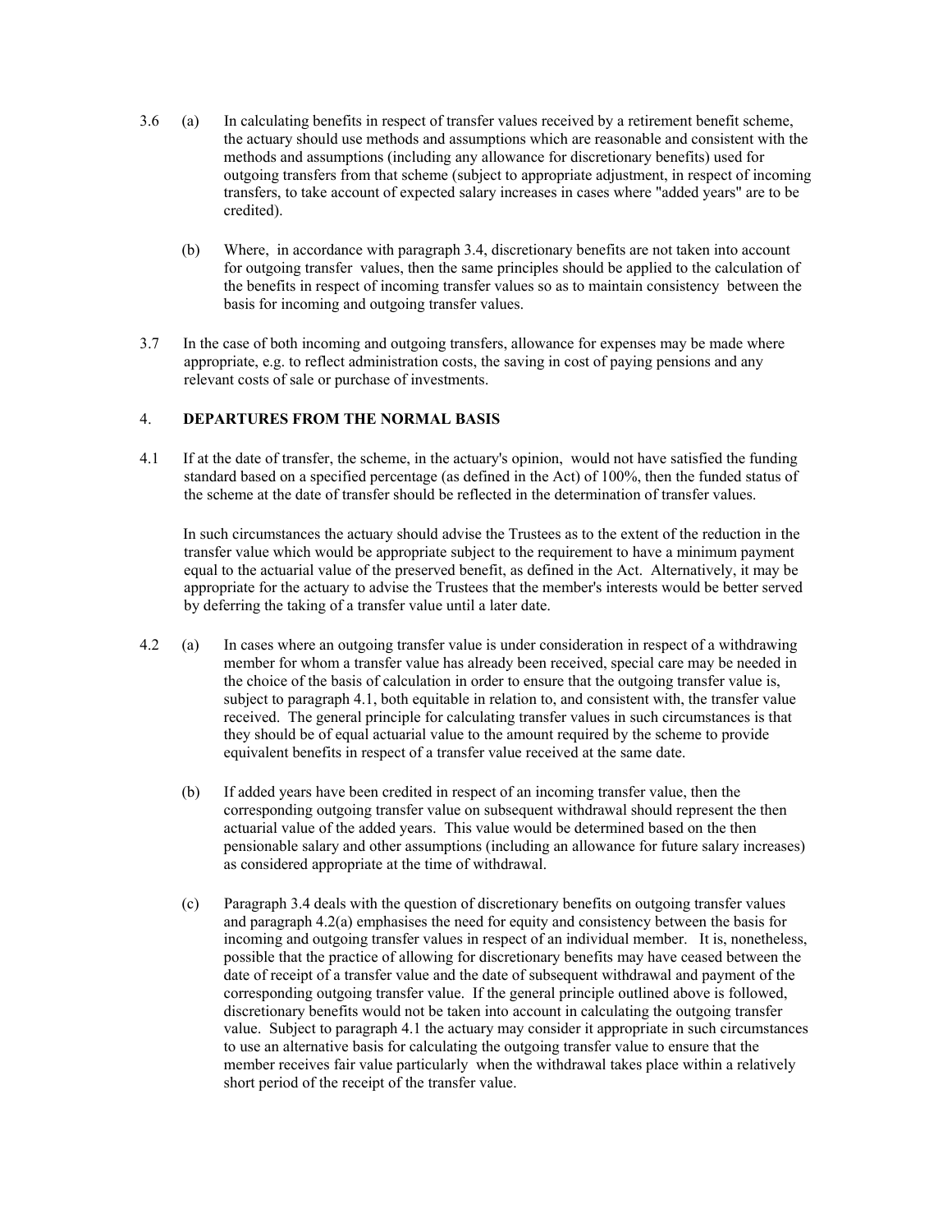3.6 (a) In calculating benefits in respect of transfer values received by a retirement benefit scheme, the actuary should use methods and assumptions which are reasonable and consistent with the methods and assumptions (including any allowance for discretionary benefits) used for outgoing transfers from that scheme (subject to appropriate adjustment, in respect of incoming transfers, to take account of expected salary increases in cases where "added years" are to be credited).

(b) Where, in accordance with paragraph 3.4, discretionary benefits are not taken into account for outgoing transfer values, then the same principles should be applied to the calculation of the benefits in respect of incoming transfer values so as to maintain consistency between the basis for incoming and outgoing transfer values.

3.7 In the case of both incoming and outgoing transfers, allowance for expenses may be made where appropriate, e.g. to reflect administration costs, the saving in cost of paying pensions and any relevant costs of sale or purchase of investments.

## 4. DEPARTURES FROM THE NORMAL BASIS

4.1 If at the date of transfer, the scheme, in the actuary's opinion, would not have satisfied the funding standard based on a specified percentage (as defined in the Act) of 100%, then the funded status of the scheme at the date of transfer should be reflected in the determination of transfer values.

In such circumstances the actuary should advise the Trustees as to the extent of the reduction in the transfer value which would be appropriate subject to the requirement to have a minimum payment equal to the actuarial value of the preserved benefit, as defined in the Act. Alternatively, it may be appropriate for the actuary to advise the Trustees that the member's interests would be better served by deferring the taking of a transfer value until a later date.

4.2 (a) In cases where an outgoing transfer value is under consideration in respect of a withdrawing member for whom a transfer value has already been received, special care may be needed in the choice of the basis of calculation in order to ensure that the outgoing transfer value is, subject to paragraph 4.1, both equitable in relation to, and consistent with, the transfer value received. The general principle for calculating transfer values in such circumstances is that they should be of equal actuarial value to the amount required by the scheme to provide equivalent benefits in respect of a transfer value received at the same date.

(b) If added years have been credited in respect of an incoming transfer value, then the corresponding outgoing transfer value on subsequent withdrawal should represent the then actuarial value of the added years. This value would be determined based on the then pensionable salary and other assumptions (including an allowance for future salary increases) as considered appropriate at the time of withdrawal.

(c) Paragraph 3.4 deals with the question of discretionary benefits on outgoing transfer values and paragraph 4.2(a) emphasises the need for equity and consistency between the basis for incoming and outgoing transfer values in respect of an individual member. It is, nonetheless, possible that the practice of allowing for discretionary benefits may have ceased between the date of receipt of a transfer value and the date of subsequent withdrawal and payment of the corresponding outgoing transfer value. If the general principle outlined above is followed, discretionary benefits would not be taken into account in calculating the outgoing transfer value. Subject to paragraph 4.1 the actuary may consider it appropriate in such circumstances to use an alternative basis for calculating the outgoing transfer value to ensure that the member receives fair value particularly when the withdrawal takes place within a relatively short period of the receipt of the transfer value.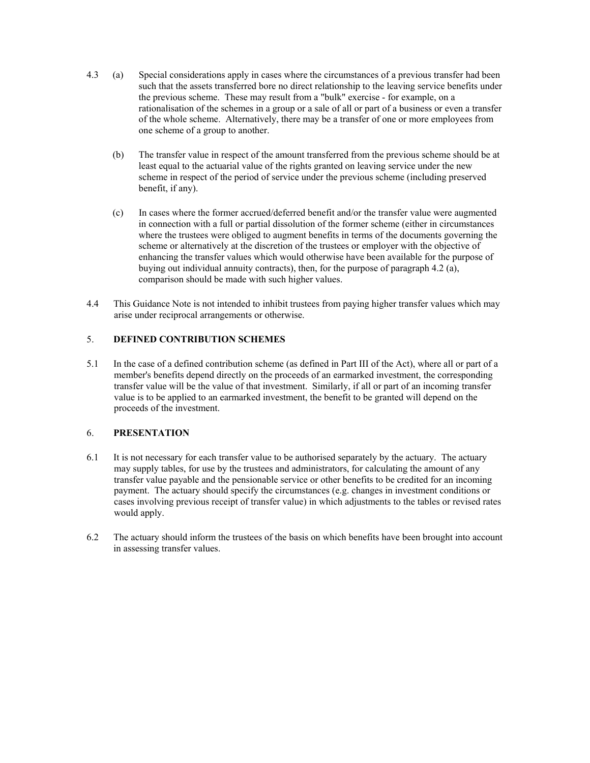4.3 (a) Special considerations apply in cases where the circumstances of a previous transfer had been such that the assets transferred bore no direct relationship to the leaving service benefits under the previous scheme. These may result from a "bulk" exercise - for example, on a rationalisation of the schemes in a group or a sale of all or part of a business or even a transfer of the whole scheme. Alternatively, there may be a transfer of one or more employees from one scheme of a group to another.

(b) The transfer value in respect of the amount transferred from the previous scheme should be at least equal to the actuarial value of the rights granted on leaving service under the new scheme in respect of the period of service under the previous scheme (including preserved benefit, if any).

(c) In cases where the former accrued/deferred benefit and/or the transfer value were augmented in connection with a full or partial dissolution of the former scheme (either in circumstances where the trustees were obliged to augment benefits in terms of the documents governing the scheme or alternatively at the discretion of the trustees or employer with the objective of enhancing the transfer values which would otherwise have been available for the purpose of buying out individual annuity contracts), then, for the purpose of paragraph 4.2 (a), comparison should be made with such higher values.

4.4 This Guidance Note is not intended to inhibit trustees from paying higher transfer values which may arise under reciprocal arrangements or otherwise.

## 5. DEFINED CONTRIBUTION SCHEMES

5.1 In the case of a defined contribution scheme (as defined in Part III of the Act), where all or part of a member's benefits depend directly on the proceeds of an earmarked investment, the corresponding transfer value will be the value of that investment. Similarly, if all or part of an incoming transfer value is to be applied to an earmarked investment, the benefit to be granted will depend on the proceeds of the investment.

## 6. PRESENTATION

6.1 It is not necessary for each transfer value to be authorised separately by the actuary. The actuary may supply tables, for use by the trustees and administrators, for calculating the amount of any transfer value payable and the pensionable service or other benefits to be credited for an incoming payment. The actuary should specify the circumstances (e.g. changes in investment conditions or cases involving previous receipt of transfer value) in which adjustments to the tables or revised rates would apply.

6.2 The actuary should inform the trustees of the basis on which benefits have been brought into account in assessing transfer values.